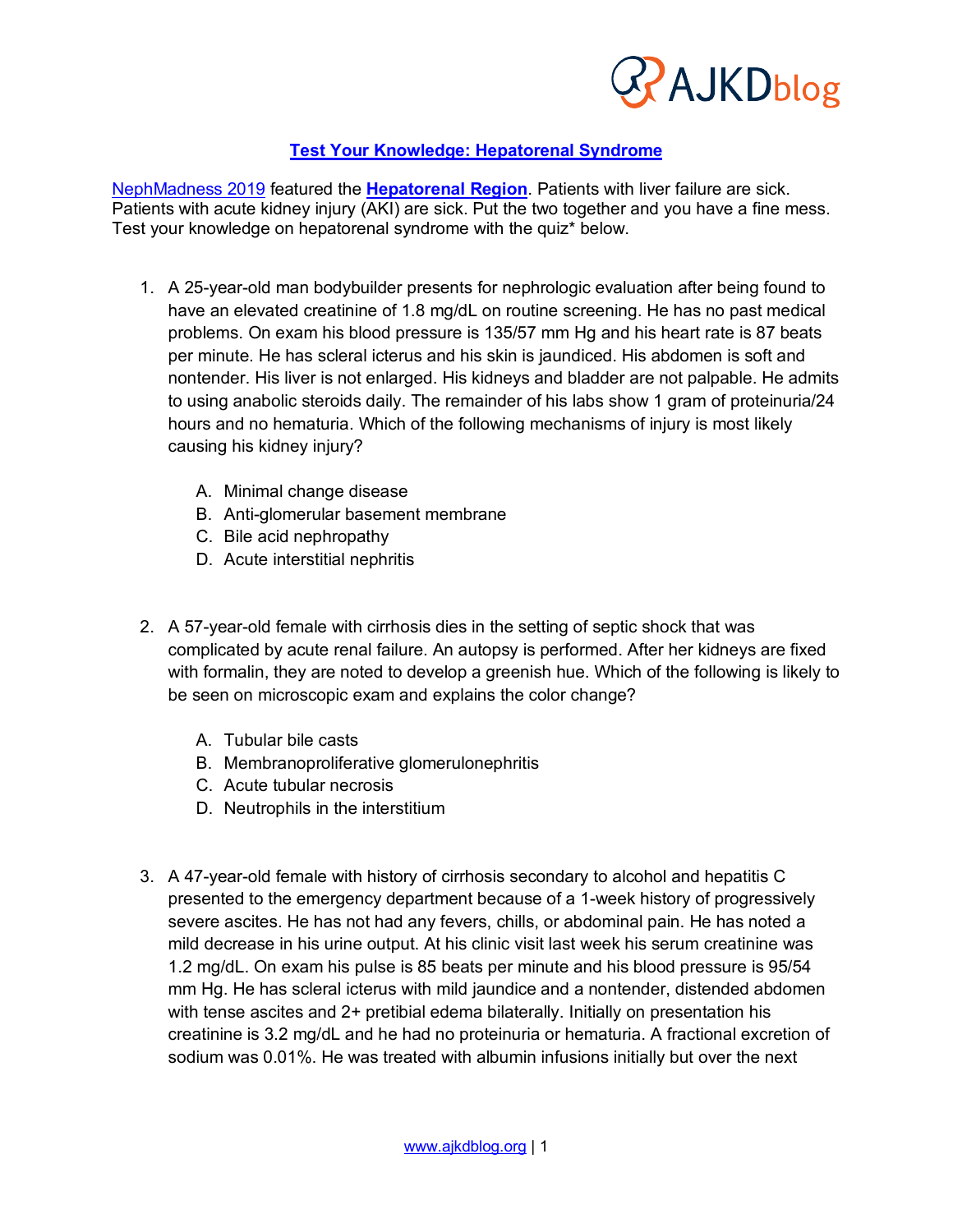## [Test Your Knowledge: Hepatorenal Syndrome](#)

[NephMadness 2019](#) featured the **[Hepatorenal Region](#)**. Patients with liver failure are sick. Patients with acute kidney injury (AKI) are sick. Put the two together and you have a fine mess. Test your knowledge on hepatorenal syndrome with the quiz* below.

1. A 25-year-old man bodybuilder presents for nephrologic evaluation after being found to have an elevated creatinine of 1.8 mg/dL on routine screening. He has no past medical problems. On exam his blood pressure is 135/57 mm Hg and his heart rate is 87 beats per minute. He has scleral icterus and his skin is jaundiced. His abdomen is soft and nontender. His liver is not enlarged. His kidneys and bladder are not palpable. He admits to using anabolic steroids daily. The remainder of his labs show 1 gram of proteinuria/24 hours and no hematuria. Which of the following mechanisms of injury is most likely causing his kidney injury?

   A. Minimal change disease
   B. Anti-glomerular basement membrane
   C. Bile acid nephropathy
   D. Acute interstitial nephritis

2. A 57-year-old female with cirrhosis dies in the setting of septic shock that was complicated by acute renal failure. An autopsy is performed. After her kidneys are fixed with formalin, they are noted to develop a greenish hue. Which of the following is likely to be seen on microscopic exam and explains the color change?

   A. Tubular bile casts
   B. Membranoproliferative glomerulonephritis
   C. Acute tubular necrosis
   D. Neutrophils in the interstitium

3. A 47-year-old female with history of cirrhosis secondary to alcohol and hepatitis C presented to the emergency department because of a 1-week history of progressively severe ascites. He has not had any fevers, chills, or abdominal pain. He has noted a mild decrease in his urine output. At his clinic visit last week his serum creatinine was 1.2 mg/dL. On exam his pulse is 85 beats per minute and his blood pressure is 95/54 mm Hg. He has scleral icterus with mild jaundice and a nontender, distended abdomen with tense ascites and 2+ pretibial edema bilaterally. Initially on presentation his creatinine is 3.2 mg/dL and he had no proteinuria or hematuria. A fractional excretion of sodium was 0.01%. He was treated with albumin infusions initially but over the next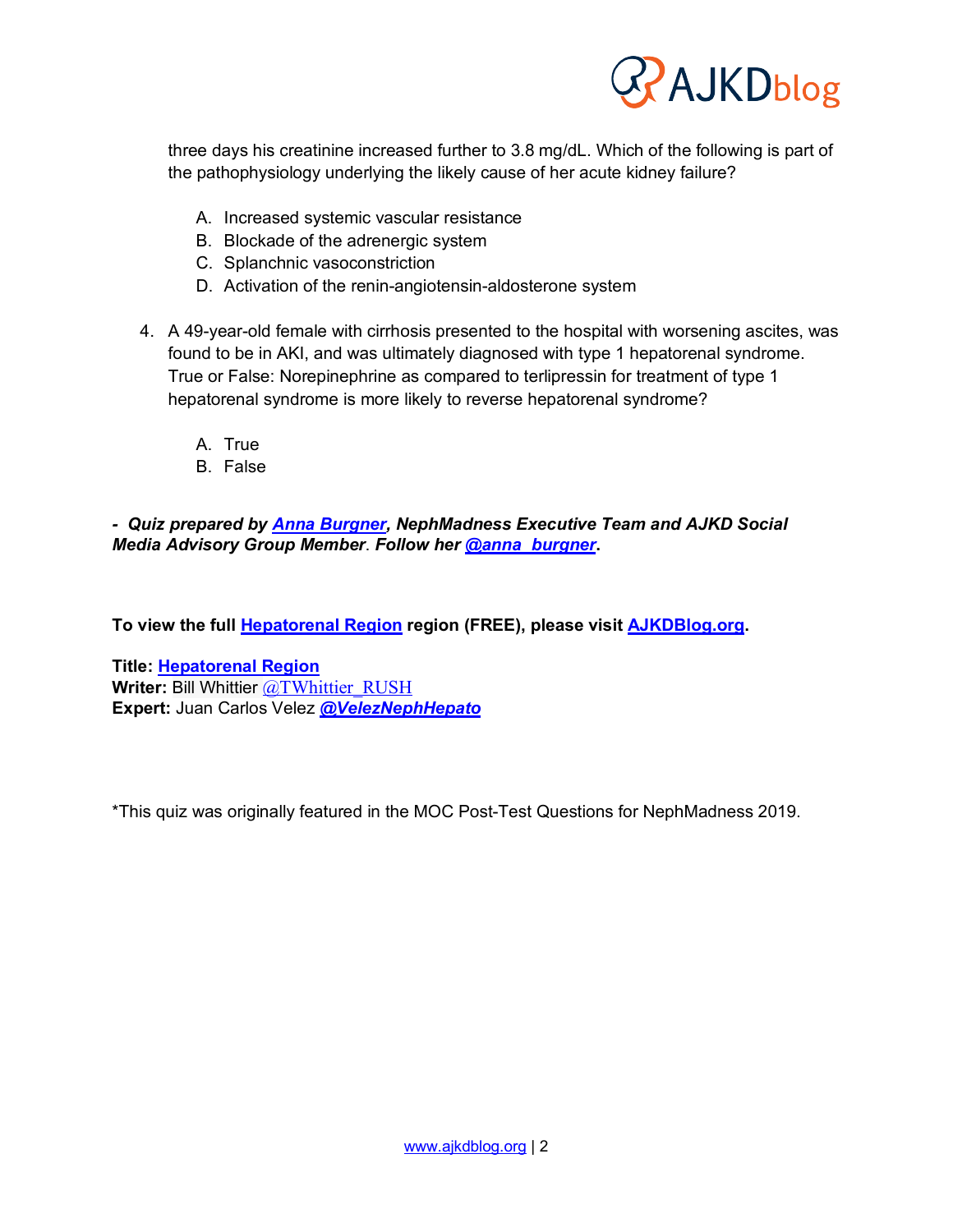three days his creatinine increased further to 3.8 mg/dL. Which of the following is part of the pathophysiology underlying the likely cause of her acute kidney failure?

A. Increased systemic vascular resistance
B. Blockade of the adrenergic system
C. Splanchnic vasoconstriction
D. Activation of the renin-angiotensin-aldosterone system

4. A 49-year-old female with cirrhosis presented to the hospital with worsening ascites, was found to be in AKI, and was ultimately diagnosed with type 1 hepatorenal syndrome. True or False: Norepinephrine as compared to terlipressin for treatment of type 1 hepatorenal syndrome is more likely to reverse hepatorenal syndrome?

A. True
B. False

***- Quiz prepared by Anna Burgner, NephMadness Executive Team and AJKD Social Media Advisory Group Member. Follow her @anna_burgner.***

**To view the full Hepatorenal Region region (FREE), please visit AJKDBlog.org.**

**Title:** **Hepatorenal Region**
**Writer:** Bill Whittier @TWhittier_RUSH
**Expert:** Juan Carlos Velez ***@VelezNephHepato***

*This quiz was originally featured in the MOC Post-Test Questions for NephMadness 2019.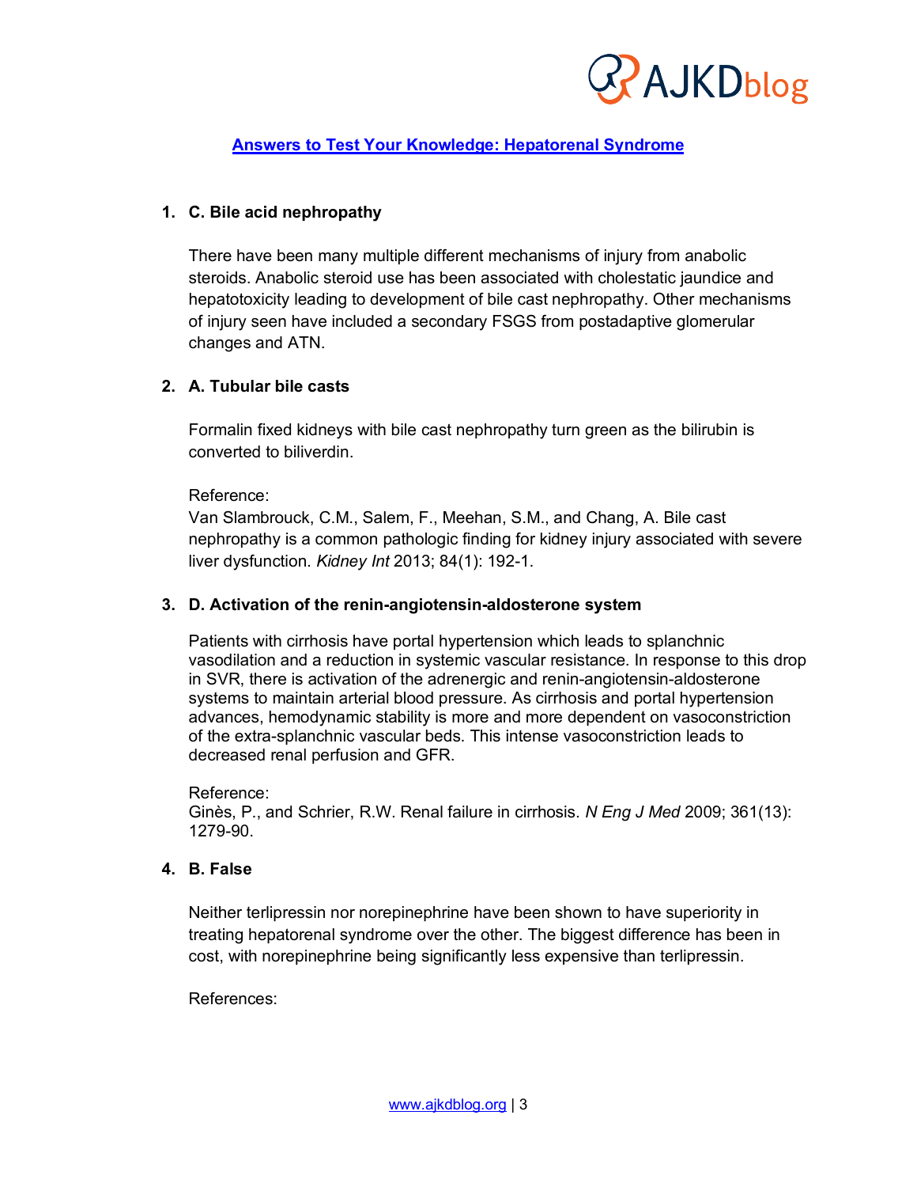## Answers to Test Your Knowledge: Hepatorenal Syndrome

1. **C. Bile acid nephropathy**

   There have been many multiple different mechanisms of injury from anabolic steroids. Anabolic steroid use has been associated with cholestatic jaundice and hepatotoxicity leading to development of bile cast nephropathy. Other mechanisms of injury seen have included a secondary FSGS from postadaptive glomerular changes and ATN.

2. **A. Tubular bile casts**

   Formalin fixed kidneys with bile cast nephropathy turn green as the bilirubin is converted to biliverdin.

   Reference:
   Van Slambrouck, C.M., Salem, F., Meehan, S.M., and Chang, A. Bile cast nephropathy is a common pathologic finding for kidney injury associated with severe liver dysfunction. *Kidney Int* 2013; 84(1): 192-1.

3. **D. Activation of the renin-angiotensin-aldosterone system**

   Patients with cirrhosis have portal hypertension which leads to splanchnic vasodilation and a reduction in systemic vascular resistance. In response to this drop in SVR, there is activation of the adrenergic and renin-angiotensin-aldosterone systems to maintain arterial blood pressure. As cirrhosis and portal hypertension advances, hemodynamic stability is more and more dependent on vasoconstriction of the extra-splanchnic vascular beds. This intense vasoconstriction leads to decreased renal perfusion and GFR.

   Reference:
   Ginès, P., and Schrier, R.W. Renal failure in cirrhosis. *N Eng J Med* 2009; 361(13): 1279-90.

4. **B. False**

   Neither terlipressin nor norepinephrine have been shown to have superiority in treating hepatorenal syndrome over the other. The biggest difference has been in cost, with norepinephrine being significantly less expensive than terlipressin.

   References: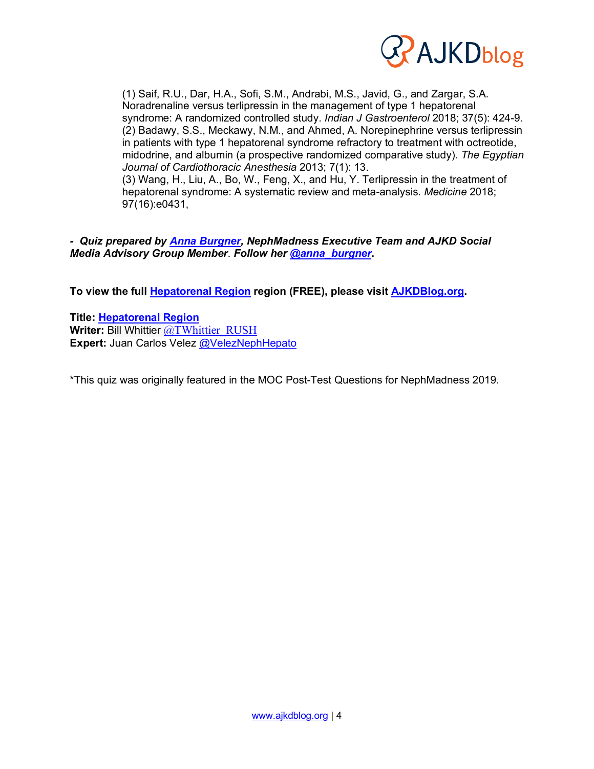(1) Saif, R.U., Dar, H.A., Sofi, S.M., Andrabi, M.S., Javid, G., and Zargar, S.A. Noradrenaline versus terlipressin in the management of type 1 hepatorenal syndrome: A randomized controlled study. *Indian J Gastroenterol* 2018; 37(5): 424-9.
(2) Badawy, S.S., Meckawy, N.M., and Ahmed, A. Norepinephrine versus terlipressin in patients with type 1 hepatorenal syndrome refractory to treatment with octreotide, midodrine, and albumin (a prospective randomized comparative study). *The Egyptian Journal of Cardiothoracic Anesthesia* 2013; 7(1): 13.
(3) Wang, H., Liu, A., Bo, W., Feng, X., and Hu, Y. Terlipressin in the treatment of hepatorenal syndrome: A systematic review and meta-analysis. *Medicine* 2018; 97(16):e0431,

***- Quiz prepared by Anna Burgner, NephMadness Executive Team and AJKD Social Media Advisory Group Member. Follow her @anna_burgner.***

**To view the full Hepatorenal Region region (FREE), please visit AJKDBlog.org.**

**Title:** **Hepatorenal Region**
**Writer:** Bill Whittier @TWhittier_RUSH
**Expert:** Juan Carlos Velez @VelezNephHepato

*This quiz was originally featured in the MOC Post-Test Questions for NephMadness 2019.